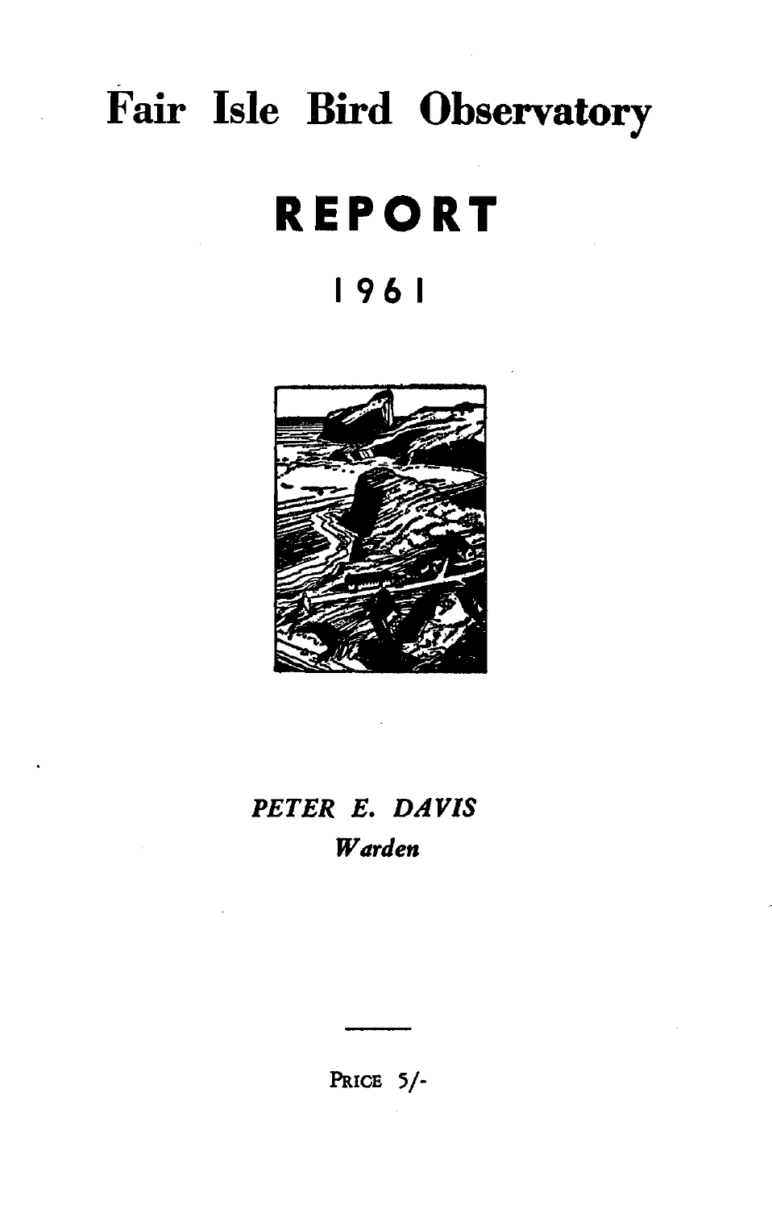# Fair Isle Bird Observatory

# REPORT

## 1961

*PETER E. DAVIS*

*Warden*

PRICE 5/-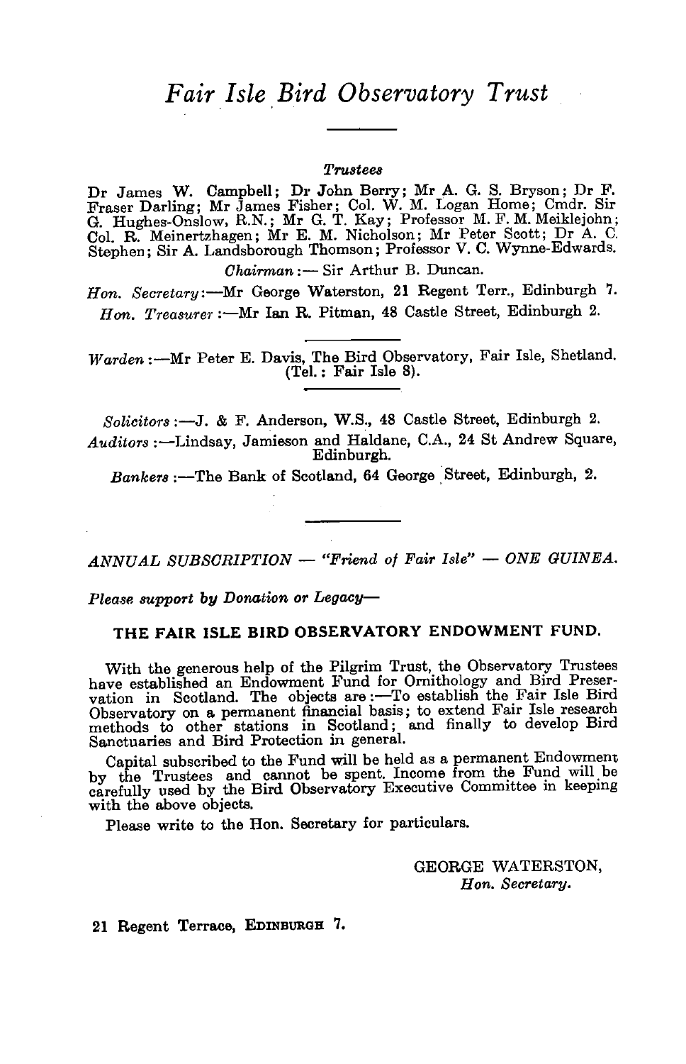# *Fair Isle Bird Observatory Trust*

*Trustees*

Dr James W. Campbell; Dr John Berry; Mr A. G. S. Bryson; Dr F. Fraser Darling; Mr James Fisher; Col. W. M. Logan Home; Cmdr. Sir G. Hughes-Onslow, R.N.; Mr G. T. Kay; Professor M. F. M. Meiklejohn; Col. R. Meinertzhagen; Mr E. M. Nicholson; Mr Peter Scott; Dr A. C. Stephen; Sir A. Landsborough Thomson; Professor V. C. Wynne-Edwards.

*Chairman* :— Sir Arthur B. Duncan.

*Hon. Secretary*:—Mr George Waterston, 21 Regent Terr., Edinburgh 7.

*Hon. Treasurer* :—Mr Ian R. Pitman, 48 Castle Street, Edinburgh 2.

---

*Warden* :—Mr Peter E. Davis, The Bird Observatory, Fair Isle, Shetland. (Tel.: Fair Isle 8).

---

*Solicitors* :—J. & F. Anderson, W.S., 48 Castle Street, Edinburgh 2.

*Auditors* :—Lindsay, Jamieson and Haldane, C.A., 24 St Andrew Square, Edinburgh.

*Bankers* :—The Bank of Scotland, 64 George Street, Edinburgh, 2.

---

*ANNUAL SUBSCRIPTION — "Friend of Fair Isle" — ONE GUINEA.*

*Please support by Donation or Legacy—*

**THE FAIR ISLE BIRD OBSERVATORY ENDOWMENT FUND.**

With the generous help of the Pilgrim Trust, the Observatory Trustees have established an Endowment Fund for Ornithology and Bird Preservation in Scotland. The objects are :—To establish the Fair Isle Bird Observatory on a permanent financial basis; to extend Fair Isle research methods to other stations in Scotland; and finally to develop Bird Sanctuaries and Bird Protection in general.

Capital subscribed to the Fund will be held as a permanent Endowment by the Trustees and cannot be spent. Income from the Fund will be carefully used by the Bird Observatory Executive Committee in keeping with the above objects.

Please write to the Hon. Secretary for particulars.

GEORGE WATERSTON,
*Hon. Secretary.*

21 Regent Terrace, EDINBURGH 7.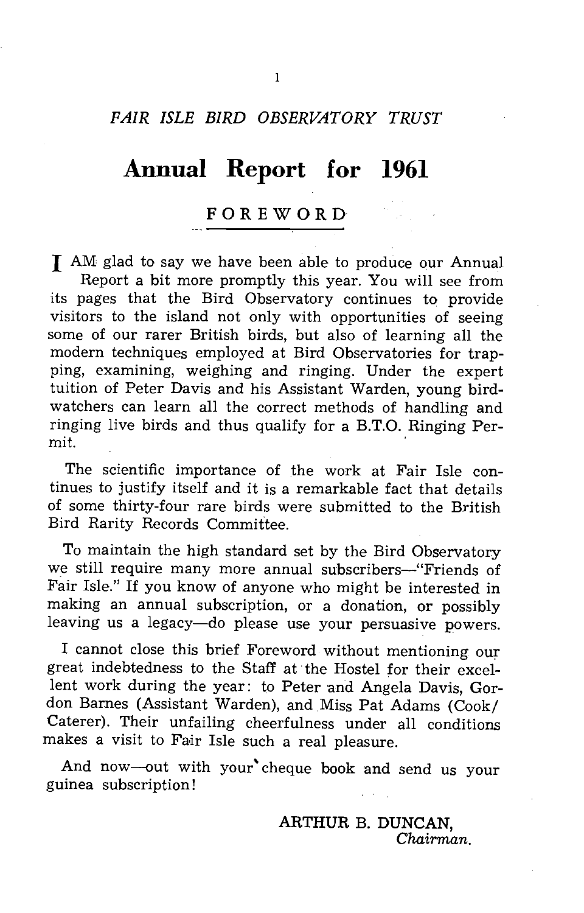*FAIR ISLE BIRD OBSERVATORY TRUST*

# Annual Report for 1961

## FOREWORD

I AM glad to say we have been able to produce our Annual Report a bit more promptly this year. You will see from its pages that the Bird Observatory continues to provide visitors to the island not only with opportunities of seeing some of our rarer British birds, but also of learning all the modern techniques employed at Bird Observatories for trapping, examining, weighing and ringing. Under the expert tuition of Peter Davis and his Assistant Warden, young bird-watchers can learn all the correct methods of handling and ringing live birds and thus qualify for a B.T.O. Ringing Permit.

The scientific importance of the work at Fair Isle continues to justify itself and it is a remarkable fact that details of some thirty-four rare birds were submitted to the British Bird Rarity Records Committee.

To maintain the high standard set by the Bird Observatory we still require many more annual subscribers—"Friends of Fair Isle." If you know of anyone who might be interested in making an annual subscription, or a donation, or possibly leaving us a legacy—do please use your persuasive powers.

I cannot close this brief Foreword without mentioning our great indebtedness to the Staff at the Hostel for their excellent work during the year: to Peter and Angela Davis, Gordon Barnes (Assistant Warden), and Miss Pat Adams (Cook/Caterer). Their unfailing cheerfulness under all conditions makes a visit to Fair Isle such a real pleasure.

And now—out with your cheque book and send us your guinea subscription!

ARTHUR B. DUNCAN,
*Chairman.*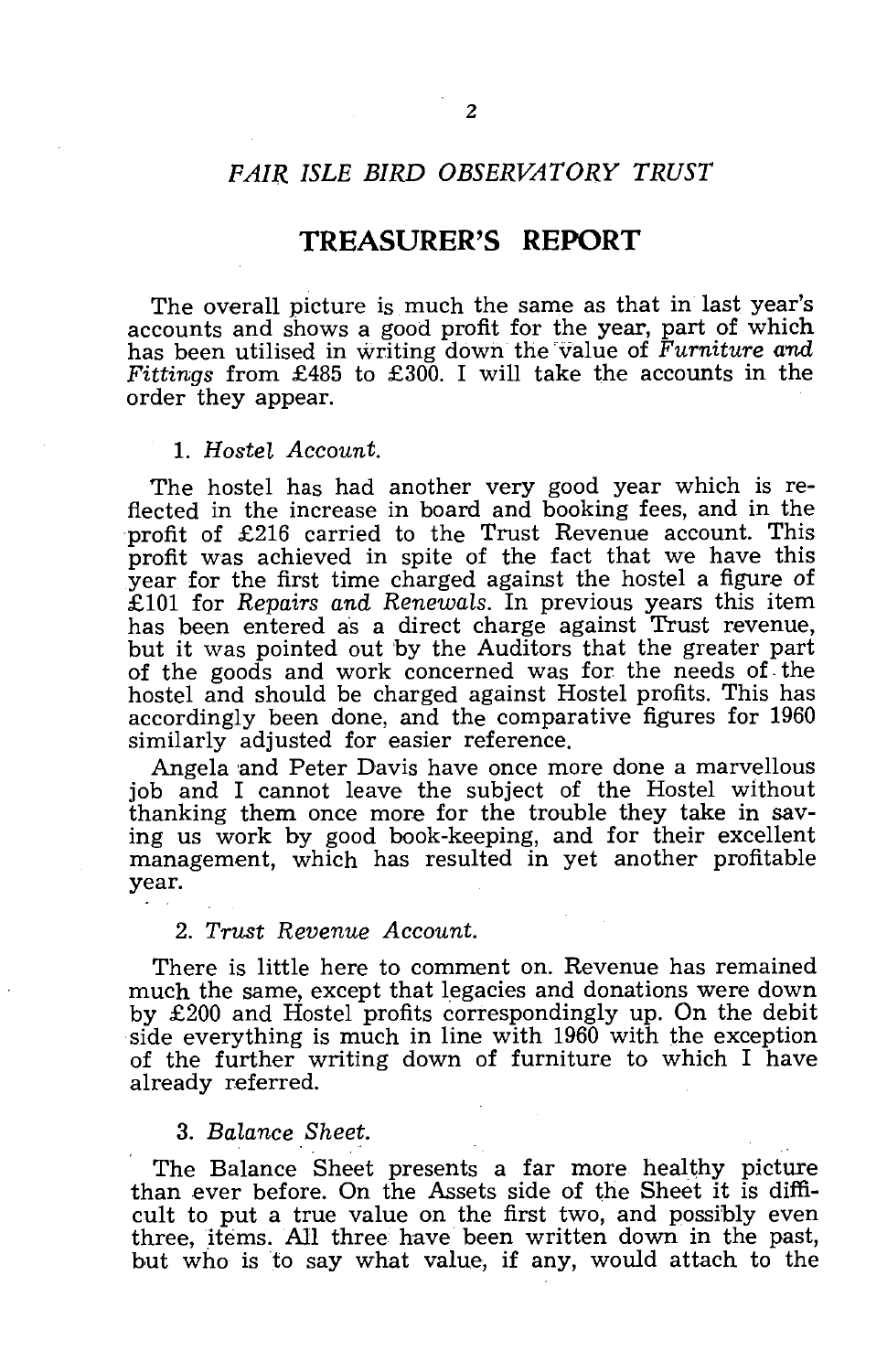## *FAIR ISLE BIRD OBSERVATORY TRUST*

# TREASURER'S REPORT

The overall picture is much the same as that in last year's accounts and shows a good profit for the year, part of which has been utilised in writing down the value of *Furniture and Fittings* from £485 to £300. I will take the accounts in the order they appear.

### 1. *Hostel Account.*

The hostel has had another very good year which is reflected in the increase in board and booking fees, and in the profit of £216 carried to the Trust Revenue account. This profit was achieved in spite of the fact that we have this year for the first time charged against the hostel a figure of £101 for *Repairs and Renewals*. In previous years this item has been entered as a direct charge against Trust revenue, but it was pointed out by the Auditors that the greater part of the goods and work concerned was for the needs of the hostel and should be charged against Hostel profits. This has accordingly been done, and the comparative figures for 1960 similarly adjusted for easier reference.

Angela and Peter Davis have once more done a marvellous job and I cannot leave the subject of the Hostel without thanking them once more for the trouble they take in saving us work by good book-keeping, and for their excellent management, which has resulted in yet another profitable year.

### 2. *Trust Revenue Account.*

There is little here to comment on. Revenue has remained much the same, except that legacies and donations were down by £200 and Hostel profits correspondingly up. On the debit side everything is much in line with 1960 with the exception of the further writing down of furniture to which I have already referred.

### 3. *Balance Sheet.*

The Balance Sheet presents a far more healthy picture than ever before. On the Assets side of the Sheet it is difficult to put a true value on the first two, and possibly even three, items. All three have been written down in the past, but who is to say what value, if any, would attach to the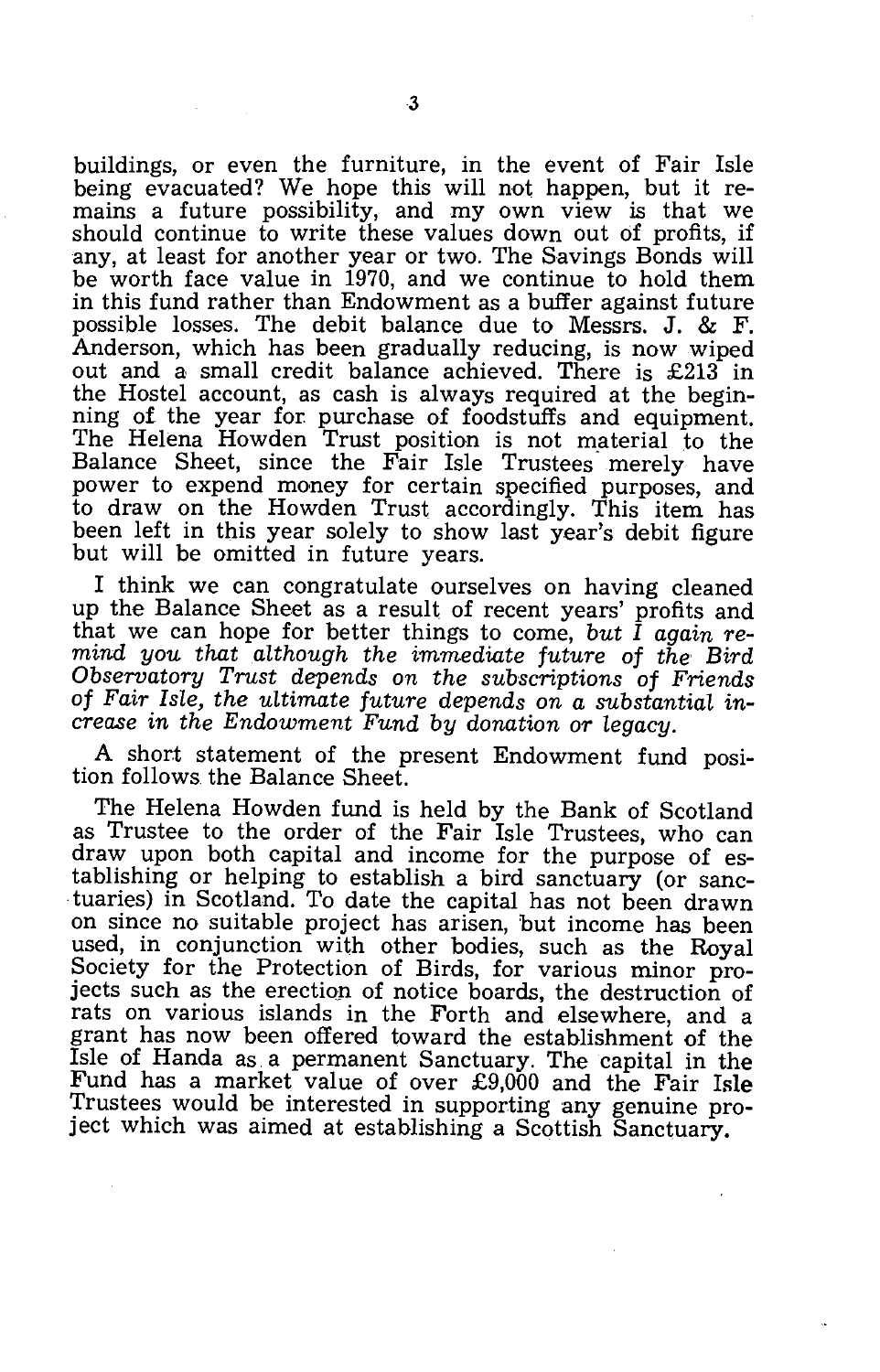buildings, or even the furniture, in the event of Fair Isle being evacuated? We hope this will not happen, but it remains a future possibility, and my own view is that we should continue to write these values down out of profits, if any, at least for another year or two. The Savings Bonds will be worth face value in 1970, and we continue to hold them in this fund rather than Endowment as a buffer against future possible losses. The debit balance due to Messrs. J. & F. Anderson, which has been gradually reducing, is now wiped out and a small credit balance achieved. There is £213 in the Hostel account, as cash is always required at the beginning of the year for purchase of foodstuffs and equipment. The Helena Howden Trust position is not material to the Balance Sheet, since the Fair Isle Trustees merely have power to expend money for certain specified purposes, and to draw on the Howden Trust accordingly. This item has been left in this year solely to show last year's debit figure but will be omitted in future years.

I think we can congratulate ourselves on having cleaned up the Balance Sheet as a result of recent years' profits and that we can hope for better things to come, *but I again remind you that although the immediate future of the Bird Observatory Trust depends on the subscriptions of Friends of Fair Isle, the ultimate future depends on a substantial increase in the Endowment Fund by donation or legacy.*

A short statement of the present Endowment fund position follows the Balance Sheet.

The Helena Howden fund is held by the Bank of Scotland as Trustee to the order of the Fair Isle Trustees, who can draw upon both capital and income for the purpose of establishing or helping to establish a bird sanctuary (or sanctuaries) in Scotland. To date the capital has not been drawn on since no suitable project has arisen, but income has been used, in conjunction with other bodies, such as the Royal Society for the Protection of Birds, for various minor projects such as the erection of notice boards, the destruction of rats on various islands in the Forth and elsewhere, and a grant has now been offered toward the establishment of the Isle of Handa as a permanent Sanctuary. The capital in the Fund has a market value of over £9,000 and the Fair Isle Trustees would be interested in supporting any genuine project which was aimed at establishing a Scottish Sanctuary.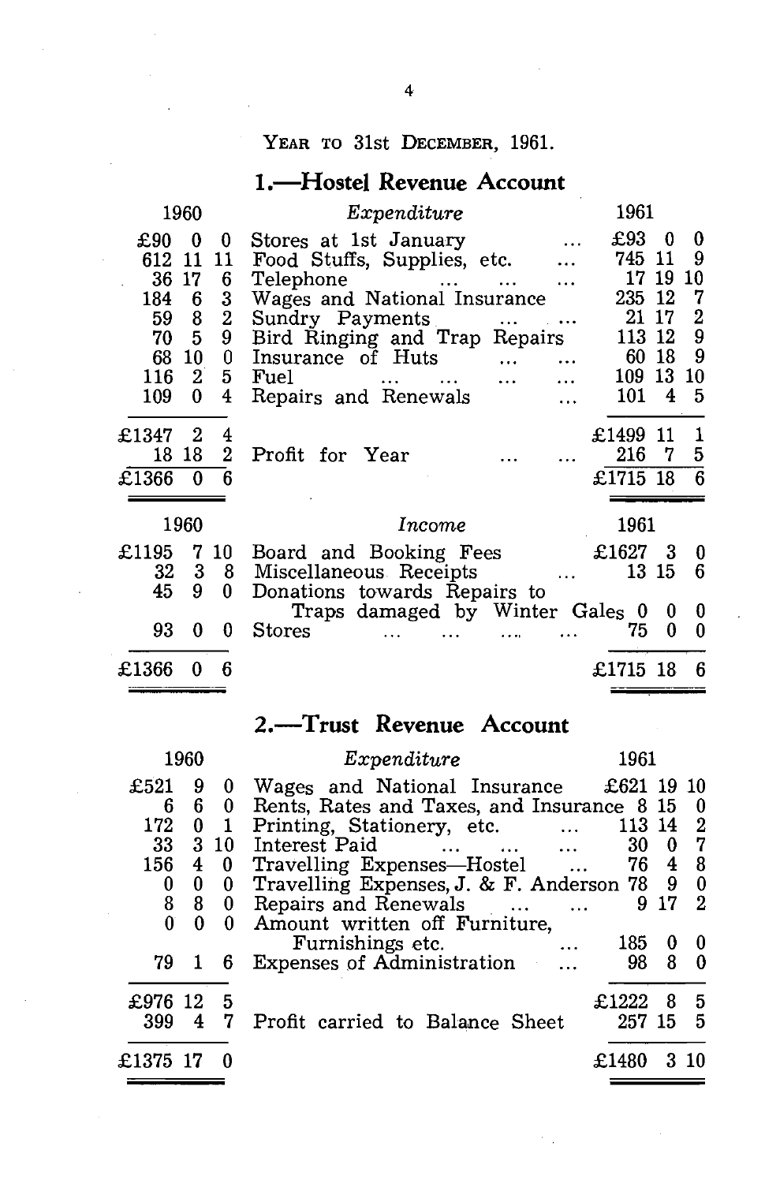YEAR TO 31st DECEMBER, 1961.

## 1.—Hostel Revenue Account

| 1960 | Expenditure | 1961 |
|---|---|---|
| £90 0 0 | Stores at 1st January ... | £93 0 0 |
| 612 11 11 | Food Stuffs, Supplies, etc. ... | 745 11 9 |
| 36 17 6 | Telephone ... ... ... | 17 19 10 |
| 184 6 3 | Wages and National Insurance | 235 12 7 |
| 59 8 2 | Sundry Payments ... ... | 21 17 2 |
| 70 5 9 | Bird Ringing and Trap Repairs | 113 12 9 |
| 68 10 0 | Insurance of Huts ... ... | 60 18 9 |
| 116 2 5 | Fuel ... ... ... ... | 109 13 10 |
| 109 0 4 | Repairs and Renewals ... | 101 4 5 |
| £1347 2 4 | | £1499 11 1 |
| 18 18 2 | Profit for Year ... ... | 216 7 5 |
| £1366 0 6 | | £1715 18 6 |

| 1960 | Income | 1961 |
|---|---|---|
| £1195 7 10 | Board and Booking Fees | £1627 3 0 |
| 32 3 8 | Miscellaneous Receipts ... | 13 15 6 |
| 45 9 0 | Donations towards Repairs to Traps damaged by Winter Gales | 0 0 0 |
| 93 0 0 | Stores ... ... ... ... | 75 0 0 |
| £1366 0 6 | | £1715 18 6 |

## 2.—Trust Revenue Account

| 1960 | Expenditure | 1961 |
|---|---|---|
| £521 9 0 | Wages and National Insurance | £621 19 10 |
| 6 6 0 | Rents, Rates and Taxes, and Insurance | 8 15 0 |
| 172 0 1 | Printing, Stationery, etc. ... | 113 14 2 |
| 33 3 10 | Interest Paid ... ... ... | 30 0 7 |
| 156 4 0 | Travelling Expenses—Hostel ... | 76 4 8 |
| 0 0 0 | Travelling Expenses, J. & F. Anderson | 78 9 0 |
| 8 8 0 | Repairs and Renewals ... ... | 9 17 2 |
| 0 0 0 | Amount written off Furniture, Furnishings etc. ... | 185 0 0 |
| 79 1 6 | Expenses of Administration ... | 98 8 0 |
| £976 12 5 | | £1222 8 5 |
| 399 4 7 | Profit carried to Balance Sheet | 257 15 5 |
| £1375 17 0 | | £1480 3 10 |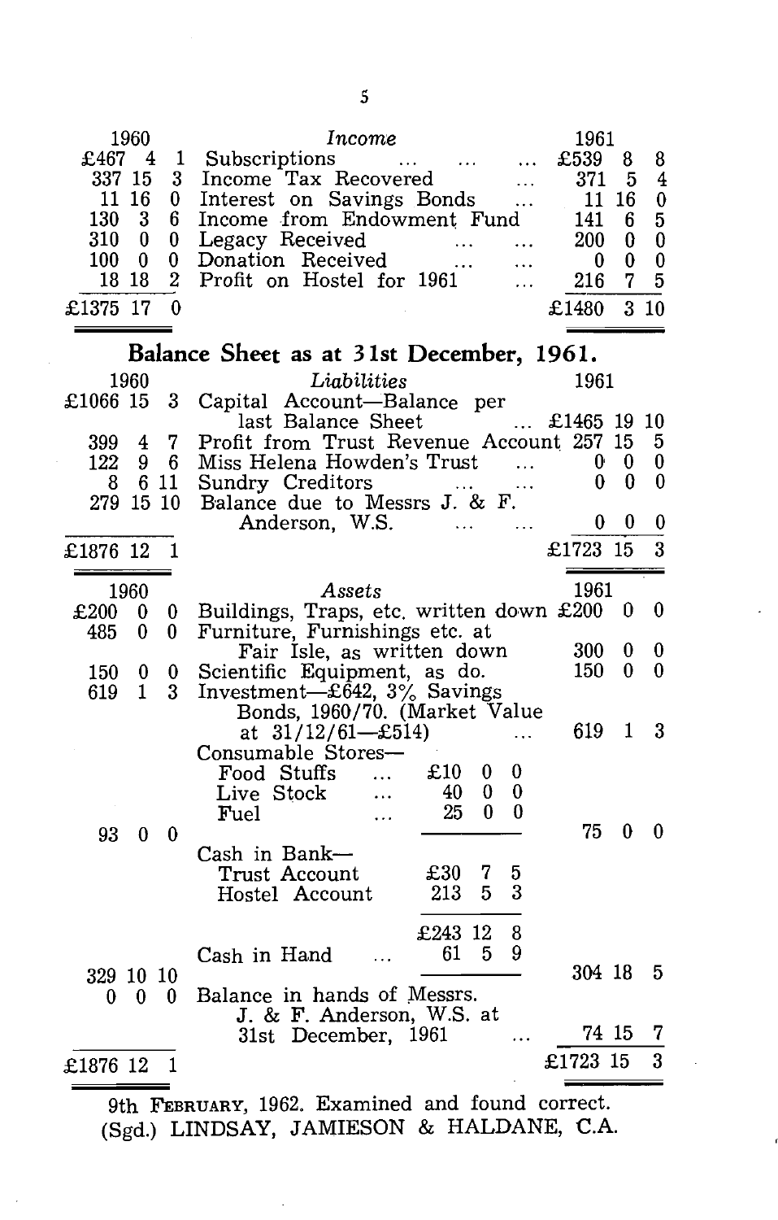| 1960 | *Income* | 1961 |
|---|---|---|
| £467 4 1 | Subscriptions ... ... ... | £539 8 8 |
| 337 15 3 | Income Tax Recovered ... | 371 5 4 |
| 11 16 0 | Interest on Savings Bonds ... | 11 16 0 |
| 130 3 6 | Income from Endowment Fund | 141 6 5 |
| 310 0 0 | Legacy Received ... ... | 200 0 0 |
| 100 0 0 | Donation Received ... ... | 0 0 0 |
| 18 18 2 | Profit on Hostel for 1961 ... | 216 7 5 |
| £1375 17 0 | | £1480 3 10 |

## Balance Sheet as at 31st December, 1961.

| 1960 | *Liabilities* | 1961 |
|---|---|---|
| £1066 15 3 | Capital Account—Balance per last Balance Sheet ... | £1465 19 10 |
| 399 4 7 | Profit from Trust Revenue Account | 257 15 5 |
| 122 9 6 | Miss Helena Howden's Trust ... | 0 0 0 |
| 8 6 11 | Sundry Creditors ... ... | 0 0 0 |
| 279 15 10 | Balance due to Messrs J. & F. Anderson, W.S. ... ... | 0 0 0 |
| £1876 12 1 | | £1723 15 3 |

| 1960 | *Assets* | | 1961 |
|---|---|---|---|
| £200 0 0 | Buildings, Traps, etc. written down | | £200 0 0 |
| 485 0 0 | Furniture, Furnishings etc. at Fair Isle, as written down | | 300 0 0 |
| 150 0 0 | Scientific Equipment, as do. | | 150 0 0 |
| 619 1 3 | Investment—£642, 3% Savings Bonds, 1960/70. (Market Value at 31/12/61—£514) ... | | 619 1 3 |
| | Consumable Stores— | | |
| | Food Stuffs ... | £10 0 0 | |
| | Live Stock ... | 40 0 0 | |
| | Fuel ... | 25 0 0 | |
| 93 0 0 | | | 75 0 0 |
| | Cash in Bank— | | |
| | Trust Account | £30 7 5 | |
| | Hostel Account | 213 5 3 | |
| | | £243 12 8 | |
| | Cash in Hand ... | 61 5 9 | |
| 329 10 10 | | | 304 18 5 |
| 0 0 0 | Balance in hands of Messrs. J. & F. Anderson, W.S. at 31st December, 1961 ... | | 74 15 7 |
| £1876 12 1 | | | £1723 15 3 |

9th February, 1962. Examined and found correct.
(Sgd.) LINDSAY, JAMIESON & HALDANE, C.A.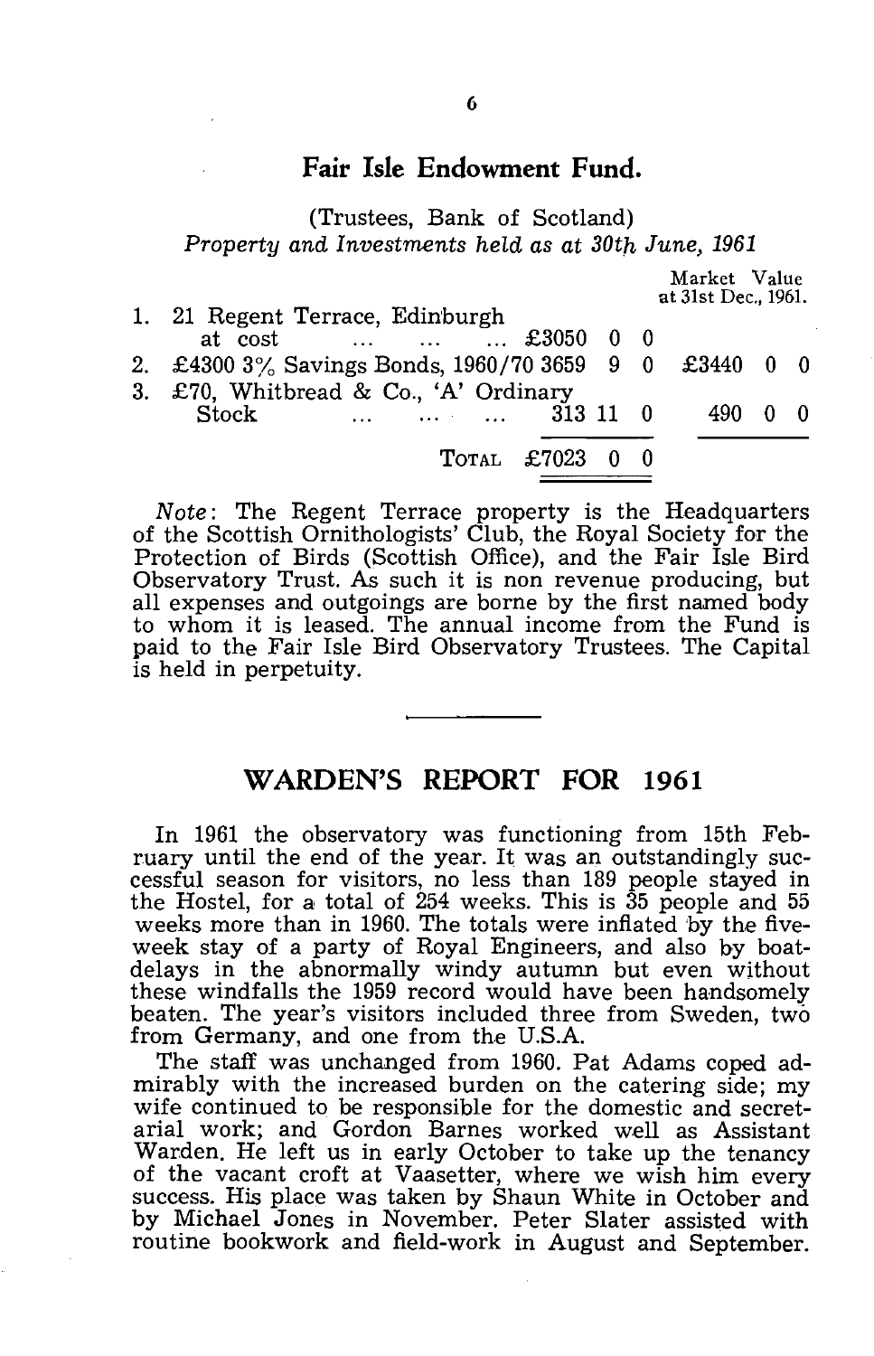## Fair Isle Endowment Fund.

(Trustees, Bank of Scotland)
*Property and Investments held as at 30th June, 1961*

| | | | Market Value at 31st Dec., 1961. |
|---|---|---|---|
| 1. | 21 Regent Terrace, Edinburgh at cost ... ... ... | £3050 0 0 | |
| 2. | £4300 3% Savings Bonds, 1960/70 | 3659 9 0 | £3440 0 0 |
| 3. | £70, Whitbread & Co., 'A' Ordinary Stock ... ... ... | 313 11 0 | 490 0 0 |
| | TOTAL | £7023 0 0 | |

*Note*: The Regent Terrace property is the Headquarters of the Scottish Ornithologists' Club, the Royal Society for the Protection of Birds (Scottish Office), and the Fair Isle Bird Observatory Trust. As such it is non revenue producing, but all expenses and outgoings are borne by the first named body to whom it is leased. The annual income from the Fund is paid to the Fair Isle Bird Observatory Trustees. The Capital is held in perpetuity.

---

## WARDEN'S REPORT FOR 1961

In 1961 the observatory was functioning from 15th February until the end of the year. It was an outstandingly successful season for visitors, no less than 189 people stayed in the Hostel, for a total of 254 weeks. This is 35 people and 55 weeks more than in 1960. The totals were inflated by the five-week stay of a party of Royal Engineers, and also by boat-delays in the abnormally windy autumn but even without these windfalls the 1959 record would have been handsomely beaten. The year's visitors included three from Sweden, two from Germany, and one from the U.S.A.

The staff was unchanged from 1960. Pat Adams coped admirably with the increased burden on the catering side; my wife continued to be responsible for the domestic and secretarial work; and Gordon Barnes worked well as Assistant Warden. He left us in early October to take up the tenancy of the vacant croft at Vaasetter, where we wish him every success. His place was taken by Shaun White in October and by Michael Jones in November. Peter Slater assisted with routine bookwork and field-work in August and September.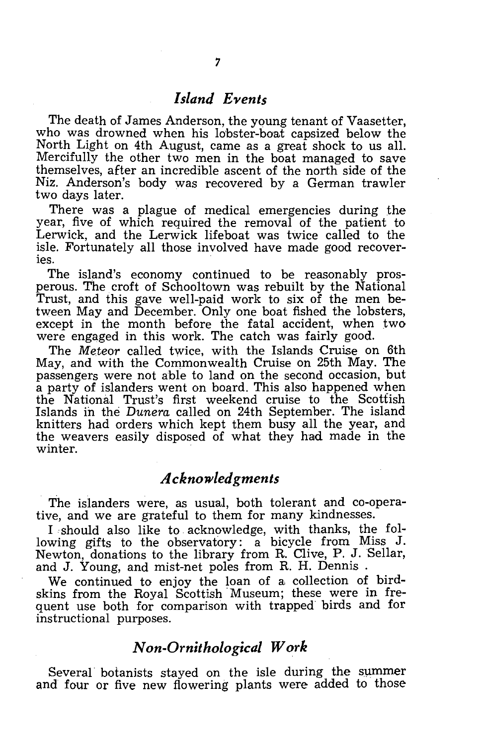## *Island Events*

The death of James Anderson, the young tenant of Vaasetter, who was drowned when his lobster-boat capsized below the North Light on 4th August, came as a great shock to us all. Mercifully the other two men in the boat managed to save themselves, after an incredible ascent of the north side of the Niz. Anderson's body was recovered by a German trawler two days later.

There was a plague of medical emergencies during the year, five of which required the removal of the patient to Lerwick, and the Lerwick lifeboat was twice called to the isle. Fortunately all those involved have made good recoveries.

The island's economy continued to be reasonably prosperous. The croft of Schooltown was rebuilt by the National Trust, and this gave well-paid work to six of the men between May and December. Only one boat fished the lobsters, except in the month before the fatal accident, when two were engaged in this work. The catch was fairly good.

The *Meteor* called twice, with the Islands Cruise on 6th May, and with the Commonwealth Cruise on 25th May. The passengers were not able to land on the second occasion, but a party of islanders went on board. This also happened when the National Trust's first weekend cruise to the Scottish Islands in the *Dunera* called on 24th September. The island knitters had orders which kept them busy all the year, and the weavers easily disposed of what they had made in the winter.

## *Acknowledgments*

The islanders were, as usual, both tolerant and co-operative, and we are grateful to them for many kindnesses.

I should also like to acknowledge, with thanks, the following gifts to the observatory: a bicycle from Miss J. Newton, donations to the library from R. Clive, P. J. Sellar, and J. Young, and mist-net poles from R. H. Dennis .

We continued to enjoy the loan of a collection of birdskins from the Royal Scottish Museum; these were in frequent use both for comparison with trapped birds and for instructional purposes.

## *Non-Ornithological Work*

Several botanists stayed on the isle during the summer and four or five new flowering plants were added to those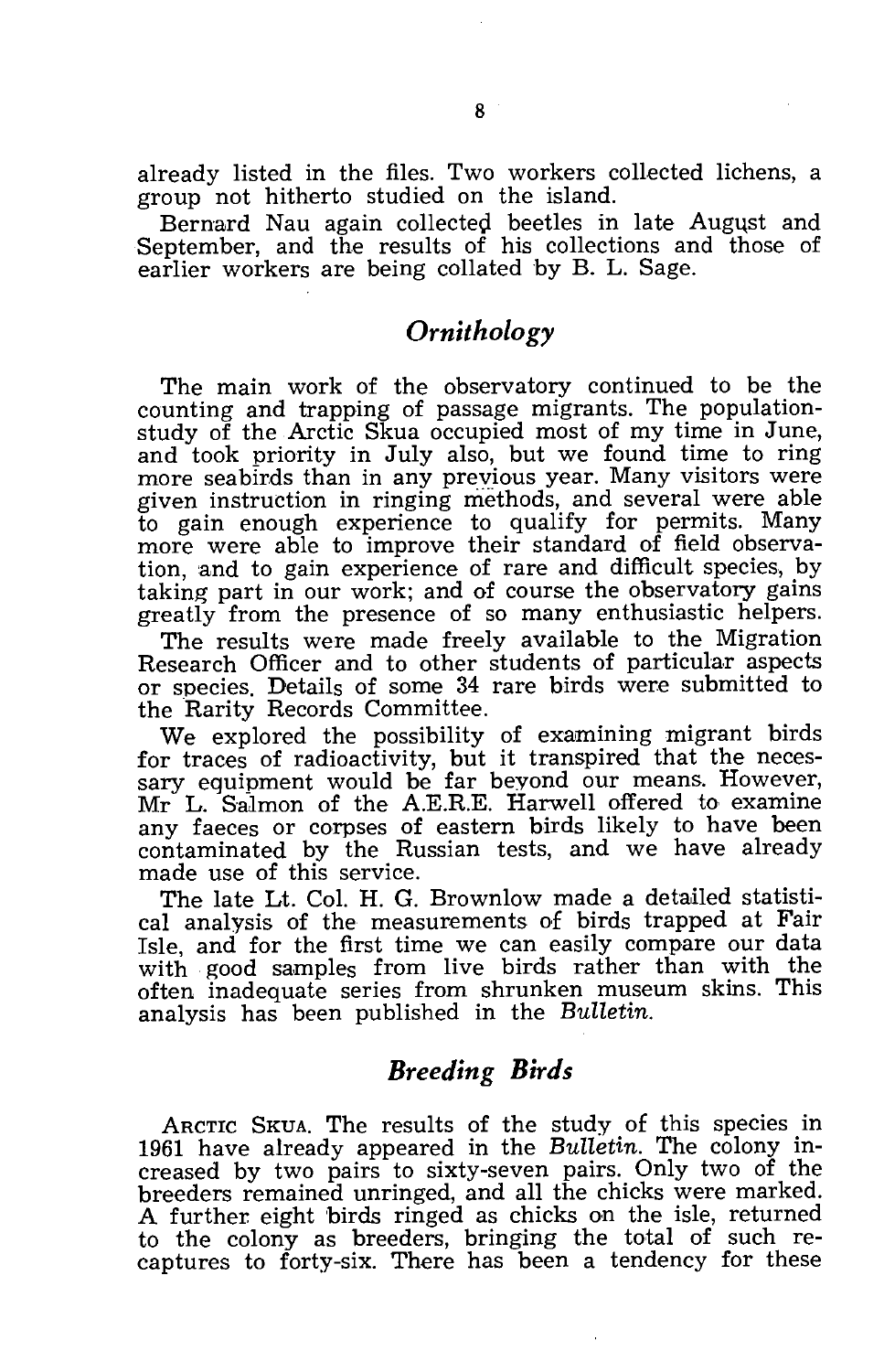already listed in the files. Two workers collected lichens, a group not hitherto studied on the island.

Bernard Nau again collected beetles in late August and September, and the results of his collections and those of earlier workers are being collated by B. L. Sage.

## *Ornithology*

The main work of the observatory continued to be the counting and trapping of passage migrants. The population-study of the Arctic Skua occupied most of my time in June, and took priority in July also, but we found time to ring more seabirds than in any previous year. Many visitors were given instruction in ringing methods, and several were able to gain enough experience to qualify for permits. Many more were able to improve their standard of field observation, and to gain experience of rare and difficult species, by taking part in our work; and of course the observatory gains greatly from the presence of so many enthusiastic helpers.

The results were made freely available to the Migration Research Officer and to other students of particular aspects or species. Details of some 34 rare birds were submitted to the Rarity Records Committee.

We explored the possibility of examining migrant birds for traces of radioactivity, but it transpired that the necessary equipment would be far beyond our means. However, Mr L. Salmon of the A.E.R.E. Harwell offered to examine any faeces or corpses of eastern birds likely to have been contaminated by the Russian tests, and we have already made use of this service.

The late Lt. Col. H. G. Brownlow made a detailed statistical analysis of the measurements of birds trapped at Fair Isle, and for the first time we can easily compare our data with good samples from live birds rather than with the often inadequate series from shrunken museum skins. This analysis has been published in the *Bulletin.*

## *Breeding Birds*

ARCTIC SKUA. The results of the study of this species in 1961 have already appeared in the *Bulletin.* The colony increased by two pairs to sixty-seven pairs. Only two of the breeders remained unringed, and all the chicks were marked. A further eight birds ringed as chicks on the isle, returned to the colony as breeders, bringing the total of such recaptures to forty-six. There has been a tendency for these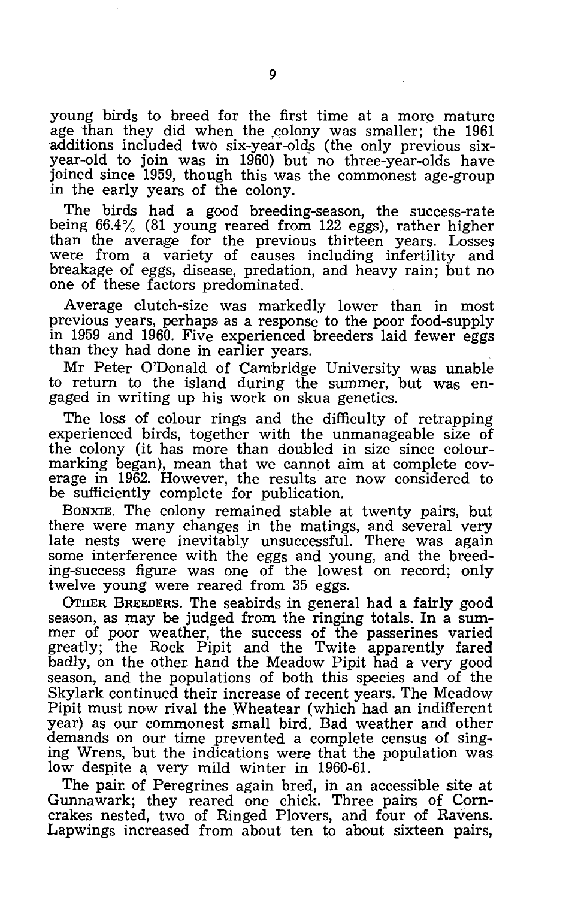young birds to breed for the first time at a more mature age than they did when the colony was smaller; the 1961 additions included two six-year-olds (the only previous six-year-old to join was in 1960) but no three-year-olds have joined since 1959, though this was the commonest age-group in the early years of the colony.

The birds had a good breeding-season, the success-rate being 66.4% (81 young reared from 122 eggs), rather higher than the average for the previous thirteen years. Losses were from a variety of causes including infertility and breakage of eggs, disease, predation, and heavy rain; but no one of these factors predominated.

Average clutch-size was markedly lower than in most previous years, perhaps as a response to the poor food-supply in 1959 and 1960. Five experienced breeders laid fewer eggs than they had done in earlier years.

Mr Peter O'Donald of Cambridge University was unable to return to the island during the summer, but was engaged in writing up his work on skua genetics.

The loss of colour rings and the difficulty of retrapping experienced birds, together with the unmanageable size of the colony (it has more than doubled in size since colour-marking began), mean that we cannot aim at complete coverage in 1962. However, the results are now considered to be sufficiently complete for publication.

BONXIE. The colony remained stable at twenty pairs, but there were many changes in the matings, and several very late nests were inevitably unsuccessful. There was again some interference with the eggs and young, and the breeding-success figure was one of the lowest on record; only twelve young were reared from 35 eggs.

OTHER BREEDERS. The seabirds in general had a fairly good season, as may be judged from the ringing totals. In a summer of poor weather, the success of the passerines varied greatly; the Rock Pipit and the Twite apparently fared badly, on the other hand the Meadow Pipit had a very good season, and the populations of both this species and of the Skylark continued their increase of recent years. The Meadow Pipit must now rival the Wheatear (which had an indifferent year) as our commonest small bird. Bad weather and other demands on our time prevented a complete census of singing Wrens, but the indications were that the population was low despite a very mild winter in 1960-61.

The pair of Peregrines again bred, in an accessible site at Gunnawark; they reared one chick. Three pairs of Corncrakes nested, two of Ringed Plovers, and four of Ravens. Lapwings increased from about ten to about sixteen pairs,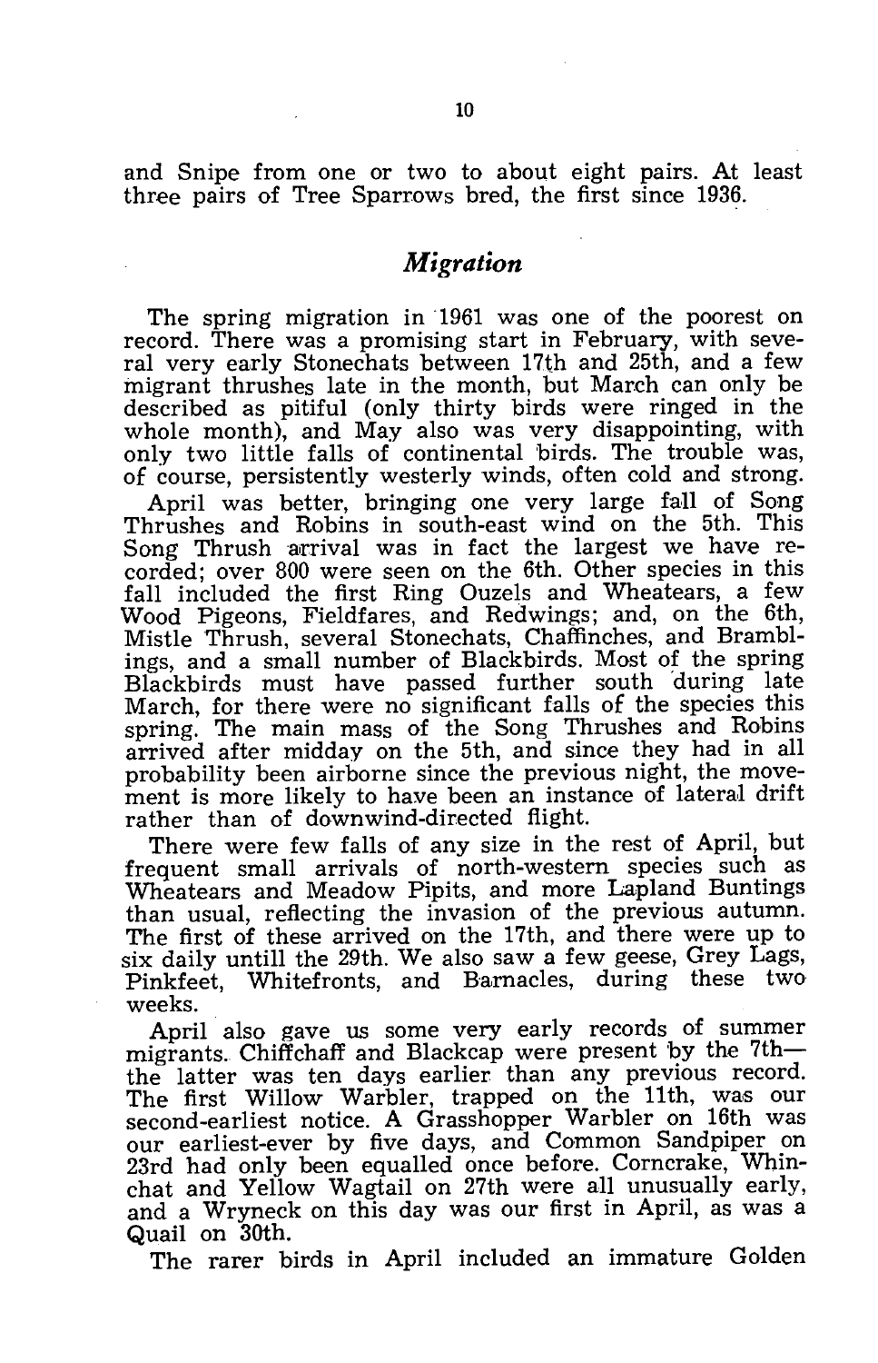and Snipe from one or two to about eight pairs. At least three pairs of Tree Sparrows bred, the first since 1936.

## *Migration*

The spring migration in 1961 was one of the poorest on record. There was a promising start in February, with several very early Stonechats between 17th and 25th, and a few migrant thrushes late in the month, but March can only be described as pitiful (only thirty birds were ringed in the whole month), and May also was very disappointing, with only two little falls of continental birds. The trouble was, of course, persistently westerly winds, often cold and strong.

April was better, bringing one very large fall of Song Thrushes and Robins in south-east wind on the 5th. This Song Thrush arrival was in fact the largest we have recorded; over 800 were seen on the 6th. Other species in this fall included the first Ring Ouzels and Wheatears, a few Wood Pigeons, Fieldfares, and Redwings; and, on the 6th, Mistle Thrush, several Stonechats, Chaffinches, and Bramblings, and a small number of Blackbirds. Most of the spring Blackbirds must have passed further south during late March, for there were no significant falls of the species this spring. The main mass of the Song Thrushes and Robins arrived after midday on the 5th, and since they had in all probability been airborne since the previous night, the movement is more likely to have been an instance of lateral drift rather than of downwind-directed flight.

There were few falls of any size in the rest of April, but frequent small arrivals of north-western species such as Wheatears and Meadow Pipits, and more Lapland Buntings than usual, reflecting the invasion of the previous autumn. The first of these arrived on the 17th, and there were up to six daily untill the 29th. We also saw a few geese, Grey Lags, Pinkfeet, Whitefronts, and Barnacles, during these two weeks.

April also gave us some very early records of summer migrants. Chiffchaff and Blackcap were present by the 7th—the latter was ten days earlier than any previous record. The first Willow Warbler, trapped on the 11th, was our second-earliest notice. A Grasshopper Warbler on 16th was our earliest-ever by five days, and Common Sandpiper on 23rd had only been equalled once before. Corncrake, Whinchat and Yellow Wagtail on 27th were all unusually early, and a Wryneck on this day was our first in April, as was a Quail on 30th.

The rarer birds in April included an immature Golden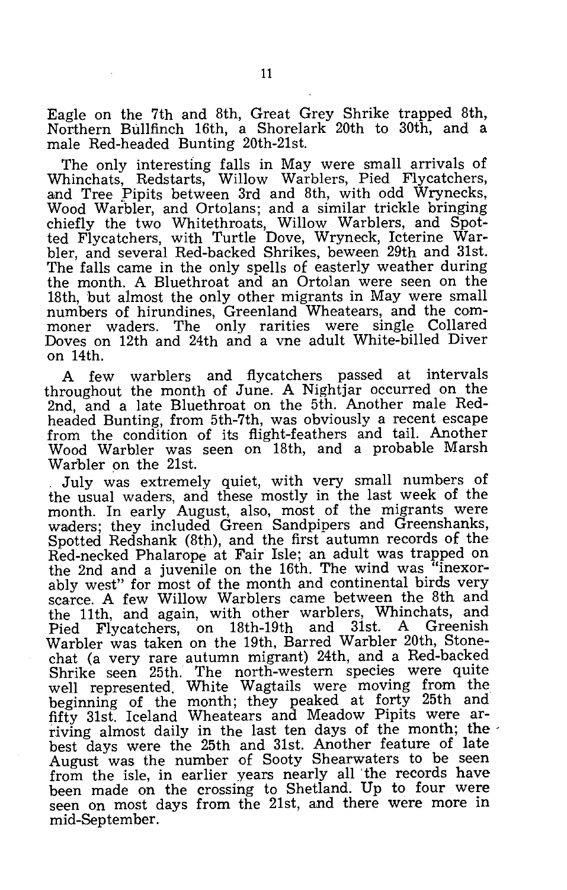Eagle on the 7th and 8th, Great Grey Shrike trapped 8th, Northern Bullfinch 16th, a Shorelark 20th to 30th, and a male Red-headed Bunting 20th-21st.

The only interesting falls in May were small arrivals of Whinchats, Redstarts, Willow Warblers, Pied Flycatchers, and Tree Pipits between 3rd and 8th, with odd Wrynecks, Wood Warbler, and Ortolans; and a similar trickle bringing chiefly the two Whitethroats, Willow Warblers, and Spotted Flycatchers, with Turtle Dove, Wryneck, Icterine Warbler, and several Red-backed Shrikes, beween 29th and 31st. The falls came in the only spells of easterly weather during the month. A Bluethroat and an Ortolan were seen on the 18th, but almost the only other migrants in May were small numbers of hirundines, Greenland Wheatears, and the commoner waders. The only rarities were single Collared Doves on 12th and 24th and a vne adult White-billed Diver on 14th.

A few warblers and flycatchers passed at intervals throughout the month of June. A Nightjar occurred on the 2nd, and a late Bluethroat on the 5th. Another male Red-headed Bunting, from 5th-7th, was obviously a recent escape from the condition of its flight-feathers and tail. Another Wood Warbler was seen on 18th, and a probable Marsh Warbler on the 21st.

July was extremely quiet, with very small numbers of the usual waders, and these mostly in the last week of the month. In early August, also, most of the migrants were waders; they included Green Sandpipers and Greenshanks, Spotted Redshank (8th), and the first autumn records of the Red-necked Phalarope at Fair Isle; an adult was trapped on the 2nd and a juvenile on the 16th. The wind was "inexorably west" for most of the month and continental birds very scarce. A few Willow Warblers came between the 8th and the 11th, and again, with other warblers, Whinchats, and Pied Flycatchers, on 18th-19th and 31st. A Greenish Warbler was taken on the 19th, Barred Warbler 20th, Stonechat (a very rare autumn migrant) 24th, and a Red-backed Shrike seen 25th. The north-western species were quite well represented. White Wagtails were moving from the beginning of the month; they peaked at forty 25th and fifty 31st. Iceland Wheatears and Meadow Pipits were arriving almost daily in the last ten days of the month; the best days were the 25th and 31st. Another feature of late August was the number of Sooty Shearwaters to be seen from the isle, in earlier years nearly all the records have been made on the crossing to Shetland. Up to four were seen on most days from the 21st, and there were more in mid-September.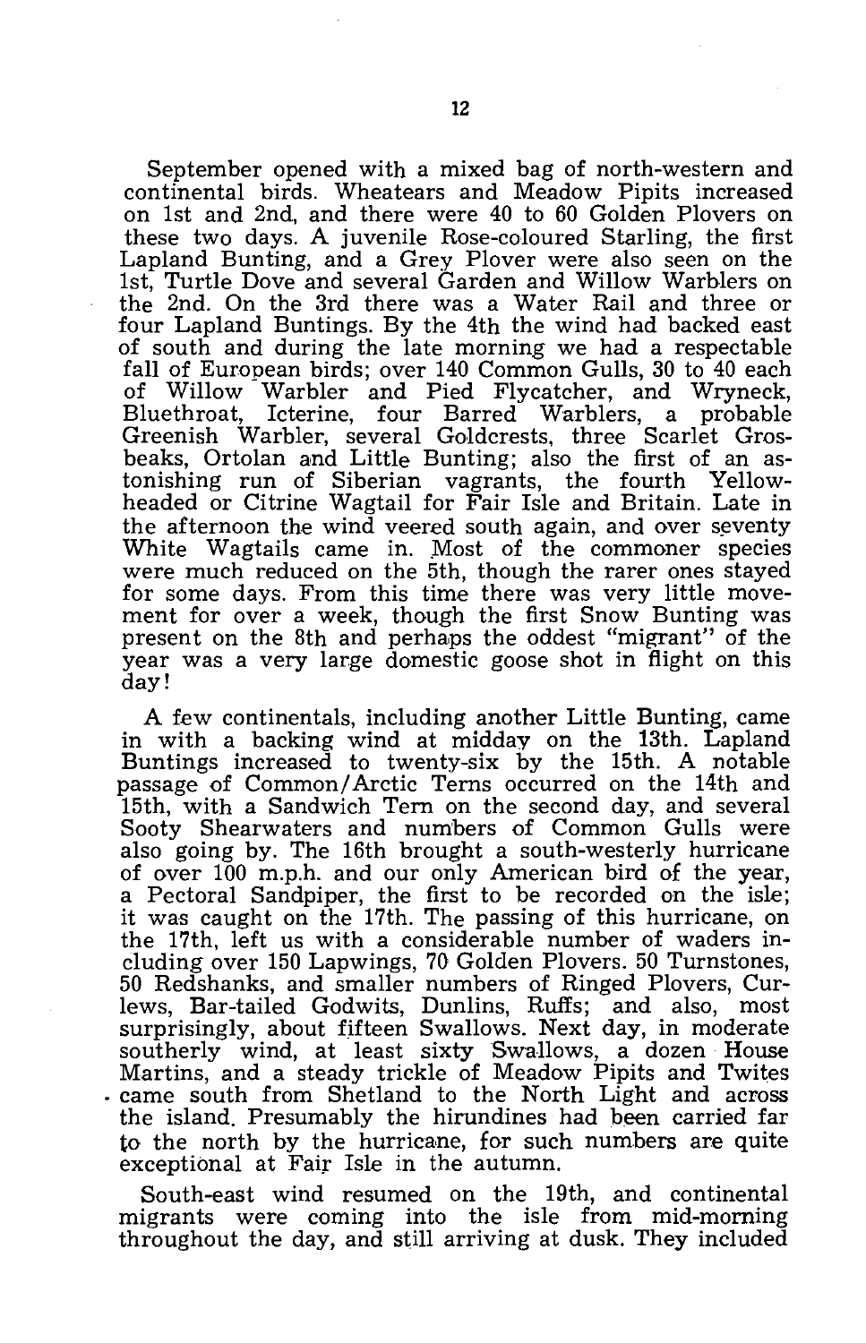September opened with a mixed bag of north-western and continental birds. Wheatears and Meadow Pipits increased on 1st and 2nd, and there were 40 to 60 Golden Plovers on these two days. A juvenile Rose-coloured Starling, the first Lapland Bunting, and a Grey Plover were also seen on the 1st, Turtle Dove and several Garden and Willow Warblers on the 2nd. On the 3rd there was a Water Rail and three or four Lapland Buntings. By the 4th the wind had backed east of south and during the late morning we had a respectable fall of European birds; over 140 Common Gulls, 30 to 40 each of Willow Warbler and Pied Flycatcher, and Wryneck, Bluethroat, Icterine, four Barred Warblers, a probable Greenish Warbler, several Goldcrests, three Scarlet Grosbeaks, Ortolan and Little Bunting; also the first of an astonishing run of Siberian vagrants, the fourth Yellow-headed or Citrine Wagtail for Fair Isle and Britain. Late in the afternoon the wind veered south again, and over seventy White Wagtails came in. Most of the commoner species were much reduced on the 5th, though the rarer ones stayed for some days. From this time there was very little movement for over a week, though the first Snow Bunting was present on the 8th and perhaps the oddest "migrant" of the year was a very large domestic goose shot in flight on this day!

A few continentals, including another Little Bunting, came in with a backing wind at midday on the 13th. Lapland Buntings increased to twenty-six by the 15th. A notable passage of Common/Arctic Terns occurred on the 14th and 15th, with a Sandwich Tern on the second day, and several Sooty Shearwaters and numbers of Common Gulls were also going by. The 16th brought a south-westerly hurricane of over 100 m.p.h. and our only American bird of the year, a Pectoral Sandpiper, the first to be recorded on the isle; it was caught on the 17th. The passing of this hurricane, on the 17th, left us with a considerable number of waders including over 150 Lapwings, 70 Golden Plovers. 50 Turnstones, 50 Redshanks, and smaller numbers of Ringed Plovers, Curlews, Bar-tailed Godwits, Dunlins, Ruffs; and also, most surprisingly, about fifteen Swallows. Next day, in moderate southerly wind, at least sixty Swallows, a dozen House Martins, and a steady trickle of Meadow Pipits and Twites came south from Shetland to the North Light and across the island. Presumably the hirundines had been carried far to the north by the hurricane, for such numbers are quite exceptional at Fair Isle in the autumn.

South-east wind resumed on the 19th, and continental migrants were coming into the isle from mid-morning throughout the day, and still arriving at dusk. They included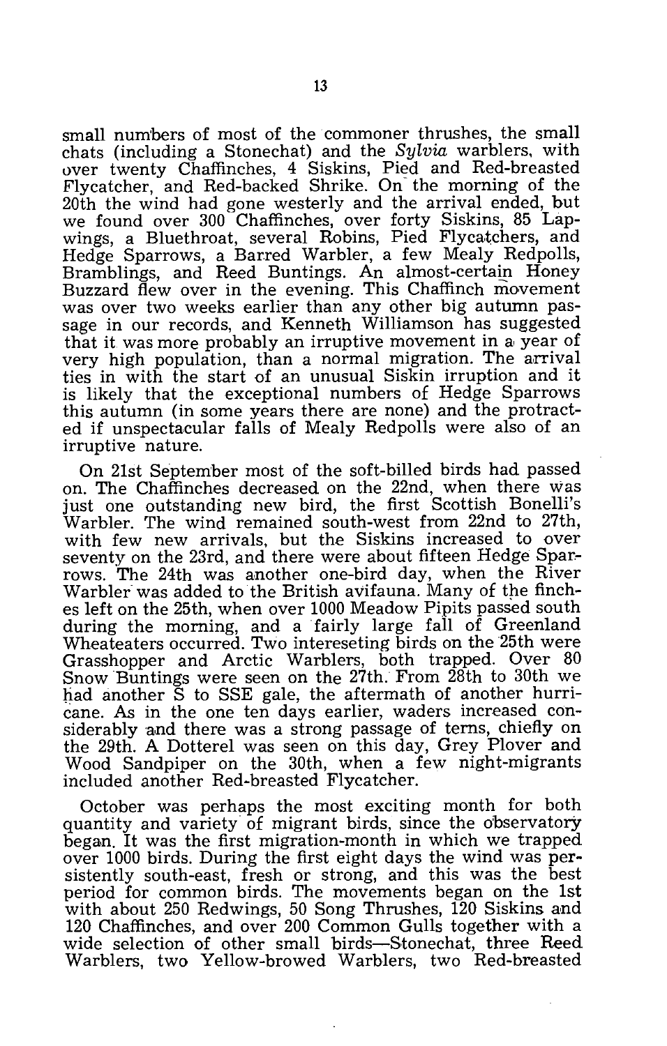small numbers of most of the commoner thrushes, the small chats (including a Stonechat) and the *Sylvia* warblers, with over twenty Chaffinches, 4 Siskins, Pied and Red-breasted Flycatcher, and Red-backed Shrike. On the morning of the 20th the wind had gone westerly and the arrival ended, but we found over 300 Chaffinches, over forty Siskins, 85 Lapwings, a Bluethroat, several Robins, Pied Flycatchers, and Hedge Sparrows, a Barred Warbler, a few Mealy Redpolls, Bramblings, and Reed Buntings. An almost-certain Honey Buzzard flew over in the evening. This Chaffinch movement was over two weeks earlier than any other big autumn passage in our records, and Kenneth Williamson has suggested that it was more probably an irruptive movement in a year of very high population, than a normal migration. The arrival ties in with the start of an unusual Siskin irruption and it is likely that the exceptional numbers of Hedge Sparrows this autumn (in some years there are none) and the protracted if unspectacular falls of Mealy Redpolls were also of an irruptive nature.

On 21st September most of the soft-billed birds had passed on. The Chaffinches decreased on the 22nd, when there was just one outstanding new bird, the first Scottish Bonelli's Warbler. The wind remained south-west from 22nd to 27th, with few new arrivals, but the Siskins increased to over seventy on the 23rd, and there were about fifteen Hedge Sparrows. The 24th was another one-bird day, when the River Warbler was added to the British avifauna. Many of the finches left on the 25th, when over 1000 Meadow Pipits passed south during the morning, and a fairly large fall of Greenland Wheateaters occurred. Two intereseting birds on the 25th were Grasshopper and Arctic Warblers, both trapped. Over 80 Snow Buntings were seen on the 27th. From 28th to 30th we had another S to SSE gale, the aftermath of another hurricane. As in the one ten days earlier, waders increased considerably and there was a strong passage of terns, chiefly on the 29th. A Dotterel was seen on this day, Grey Plover and Wood Sandpiper on the 30th, when a few night-migrants included another Red-breasted Flycatcher.

October was perhaps the most exciting month for both quantity and variety of migrant birds, since the observatory began. It was the first migration-month in which we trapped over 1000 birds. During the first eight days the wind was persistently south-east, fresh or strong, and this was the best period for common birds. The movements began on the 1st with about 250 Redwings, 50 Song Thrushes, 120 Siskins and 120 Chaffinches, and over 200 Common Gulls together with a wide selection of other small birds—Stonechat, three Reed Warblers, two Yellow-browed Warblers, two Red-breasted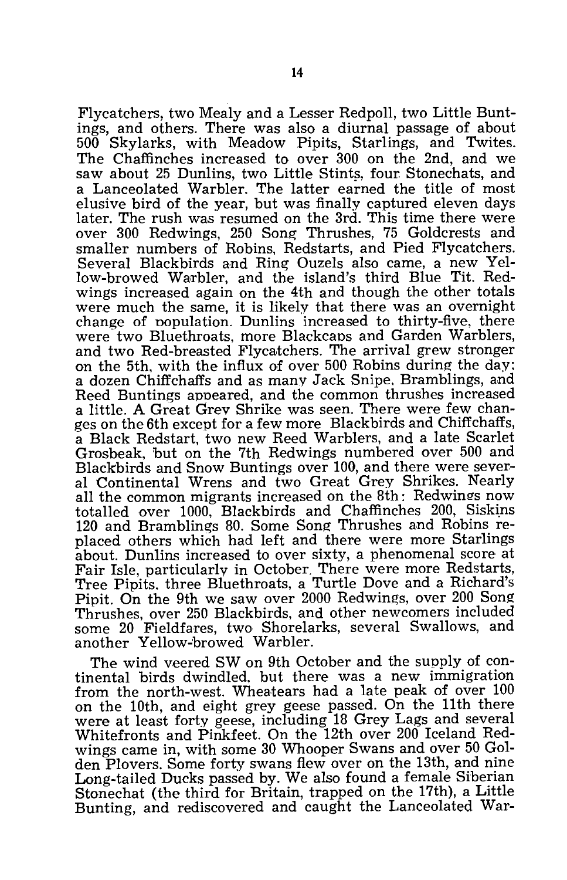Flycatchers, two Mealy and a Lesser Redpoll, two Little Buntings, and others. There was also a diurnal passage of about 500 Skylarks, with Meadow Pipits, Starlings, and Twites. The Chaffinches increased to over 300 on the 2nd, and we saw about 25 Dunlins, two Little Stints, four Stonechats, and a Lanceolated Warbler. The latter earned the title of most elusive bird of the year, but was finally captured eleven days later. The rush was resumed on the 3rd. This time there were over 300 Redwings, 250 Song Thrushes, 75 Goldcrests and smaller numbers of Robins, Redstarts, and Pied Flycatchers. Several Blackbirds and Ring Ouzels also came, a new Yellow-browed Warbler, and the island's third Blue Tit. Redwings increased again on the 4th and though the other totals were much the same, it is likely that there was an overnight change of population. Dunlins increased to thirty-five, there were two Bluethroats, more Blackcaps and Garden Warblers, and two Red-breasted Flycatchers. The arrival grew stronger on the 5th, with the influx of over 500 Robins during the day; a dozen Chiffchaffs and as many Jack Snipe, Bramblings, and Reed Buntings appeared, and the common thrushes increased a little. A Great Grey Shrike was seen. There were few changes on the 6th except for a few more Blackbirds and Chiffchaffs, a Black Redstart, two new Reed Warblers, and a late Scarlet Grosbeak, but on the 7th Redwings numbered over 500 and Blackbirds and Snow Buntings over 100, and there were several Continental Wrens and two Great Grey Shrikes. Nearly all the common migrants increased on the 8th: Redwings now totalled over 1000, Blackbirds and Chaffinches 200, Siskins 120 and Bramblings 80. Some Song Thrushes and Robins replaced others which had left and there were more Starlings about. Dunlins increased to over sixty, a phenomenal score at Fair Isle, particularly in October. There were more Redstarts, Tree Pipits, three Bluethroats, a Turtle Dove and a Richard's Pipit. On the 9th we saw over 2000 Redwings, over 200 Song Thrushes, over 250 Blackbirds, and other newcomers included some 20 Fieldfares, two Shorelarks, several Swallows, and another Yellow-browed Warbler.

The wind veered SW on 9th October and the supply of continental birds dwindled, but there was a new immigration from the north-west. Wheatears had a late peak of over 100 on the 10th, and eight grey geese passed. On the 11th there were at least forty geese, including 18 Grey Lags and several Whitefronts and Pinkfeet. On the 12th over 200 Iceland Redwings came in, with some 30 Whooper Swans and over 50 Golden Plovers. Some forty swans flew over on the 13th, and nine Long-tailed Ducks passed by. We also found a female Siberian Stonechat (the third for Britain, trapped on the 17th), a Little Bunting, and rediscovered and caught the Lanceolated War-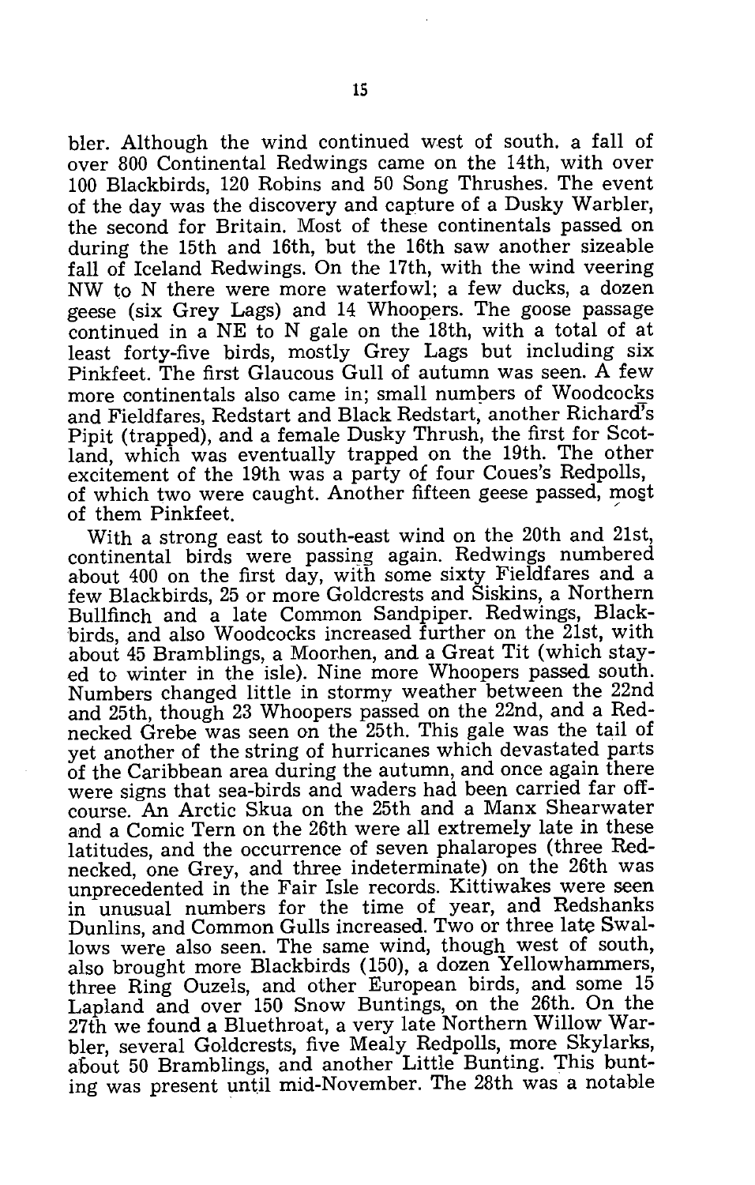bler. Although the wind continued west of south, a fall of over 800 Continental Redwings came on the 14th, with over 100 Blackbirds, 120 Robins and 50 Song Thrushes. The event of the day was the discovery and capture of a Dusky Warbler, the second for Britain. Most of these continentals passed on during the 15th and 16th, but the 16th saw another sizeable fall of Iceland Redwings. On the 17th, with the wind veering NW to N there were more waterfowl; a few ducks, a dozen geese (six Grey Lags) and 14 Whoopers. The goose passage continued in a NE to N gale on the 18th, with a total of at least forty-five birds, mostly Grey Lags but including six Pinkfeet. The first Glaucous Gull of autumn was seen. A few more continentals also came in; small numbers of Woodcocks and Fieldfares, Redstart and Black Redstart, another Richard's Pipit (trapped), and a female Dusky Thrush, the first for Scotland, which was eventually trapped on the 19th. The other excitement of the 19th was a party of four Coues's Redpolls, of which two were caught. Another fifteen geese passed, most of them Pinkfeet.

With a strong east to south-east wind on the 20th and 21st, continental birds were passing again. Redwings numbered about 400 on the first day, with some sixty Fieldfares and a few Blackbirds, 25 or more Goldcrests and Siskins, a Northern Bullfinch and a late Common Sandpiper. Redwings, Blackbirds, and also Woodcocks increased further on the 21st, with about 45 Bramblings, a Moorhen, and a Great Tit (which stayed to winter in the isle). Nine more Whoopers passed south. Numbers changed little in stormy weather between the 22nd and 25th, though 23 Whoopers passed on the 22nd, and a Red-necked Grebe was seen on the 25th. This gale was the tail of yet another of the string of hurricanes which devastated parts of the Caribbean area during the autumn, and once again there were signs that sea-birds and waders had been carried far off-course. An Arctic Skua on the 25th and a Manx Shearwater and a Comic Tern on the 26th were all extremely late in these latitudes, and the occurrence of seven phalaropes (three Red-necked, one Grey, and three indeterminate) on the 26th was unprecedented in the Fair Isle records. Kittiwakes were seen in unusual numbers for the time of year, and Redshanks Dunlins, and Common Gulls increased. Two or three late Swallows were also seen. The same wind, though west of south, also brought more Blackbirds (150), a dozen Yellowhammers, three Ring Ouzels, and other European birds, and some 15 Lapland and over 150 Snow Buntings, on the 26th. On the 27th we found a Bluethroat, a very late Northern Willow Warbler, several Goldcrests, five Mealy Redpolls, more Skylarks, about 50 Bramblings, and another Little Bunting. This bunting was present until mid-November. The 28th was a notable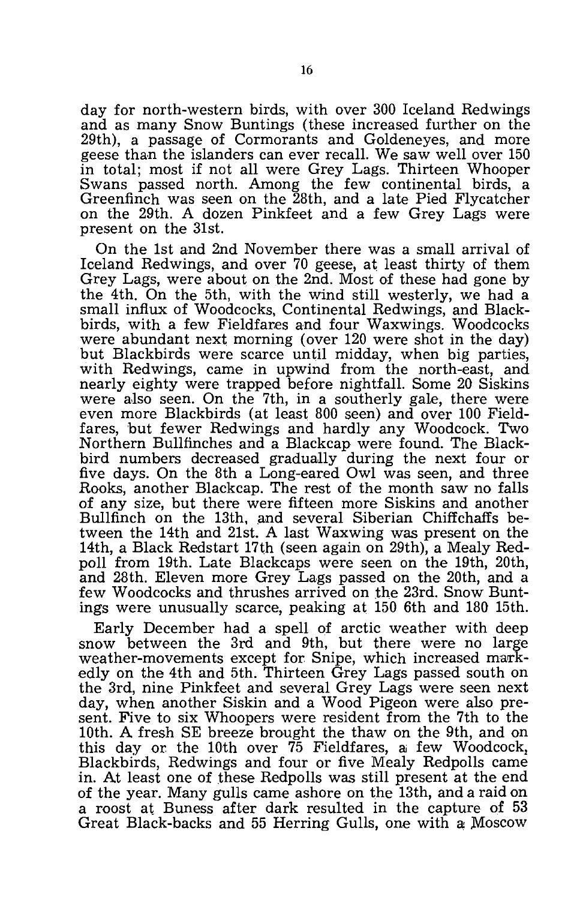day for north-western birds, with over 300 Iceland Redwings and as many Snow Buntings (these increased further on the 29th), a passage of Cormorants and Goldeneyes, and more geese than the islanders can ever recall. We saw well over 150 in total; most if not all were Grey Lags. Thirteen Whooper Swans passed north. Among the few continental birds, a Greenfinch was seen on the 28th, and a late Pied Flycatcher on the 29th. A dozen Pinkfeet and a few Grey Lags were present on the 31st.

On the 1st and 2nd November there was a small arrival of Iceland Redwings, and over 70 geese, at least thirty of them Grey Lags, were about on the 2nd. Most of these had gone by the 4th. On the 5th, with the wind still westerly, we had a small influx of Woodcocks, Continental Redwings, and Blackbirds, with a few Fieldfares and four Waxwings. Woodcocks were abundant next morning (over 120 were shot in the day) but Blackbirds were scarce until midday, when big parties, with Redwings, came in upwind from the north-east, and nearly eighty were trapped before nightfall. Some 20 Siskins were also seen. On the 7th, in a southerly gale, there were even more Blackbirds (at least 800 seen) and over 100 Fieldfares, but fewer Redwings and hardly any Woodcock. Two Northern Bullfinches and a Blackcap were found. The Blackbird numbers decreased gradually during the next four or five days. On the 8th a Long-eared Owl was seen, and three Rooks, another Blackcap. The rest of the month saw no falls of any size, but there were fifteen more Siskins and another Bullfinch on the 13th, and several Siberian Chiffchaffs between the 14th and 21st. A last Waxwing was present on the 14th, a Black Redstart 17th (seen again on 29th), a Mealy Redpoll from 19th. Late Blackcaps were seen on the 19th, 20th, and 28th. Eleven more Grey Lags passed on the 20th, and a few Woodcocks and thrushes arrived on the 23rd. Snow Buntings were unusually scarce, peaking at 150 6th and 180 15th.

Early December had a spell of arctic weather with deep snow between the 3rd and 9th, but there were no large weather-movements except for Snipe, which increased markedly on the 4th and 5th. Thirteen Grey Lags passed south on the 3rd, nine Pinkfeet and several Grey Lags were seen next day, when another Siskin and a Wood Pigeon were also present. Five to six Whoopers were resident from the 7th to the 10th. A fresh SE breeze brought the thaw on the 9th, and on this day or the 10th over 75 Fieldfares, a few Woodcock, Blackbirds, Redwings and four or five Mealy Redpolls came in. At least one of these Redpolls was still present at the end of the year. Many gulls came ashore on the 13th, and a raid on a roost at Buness after dark resulted in the capture of 53 Great Black-backs and 55 Herring Gulls, one with a Moscow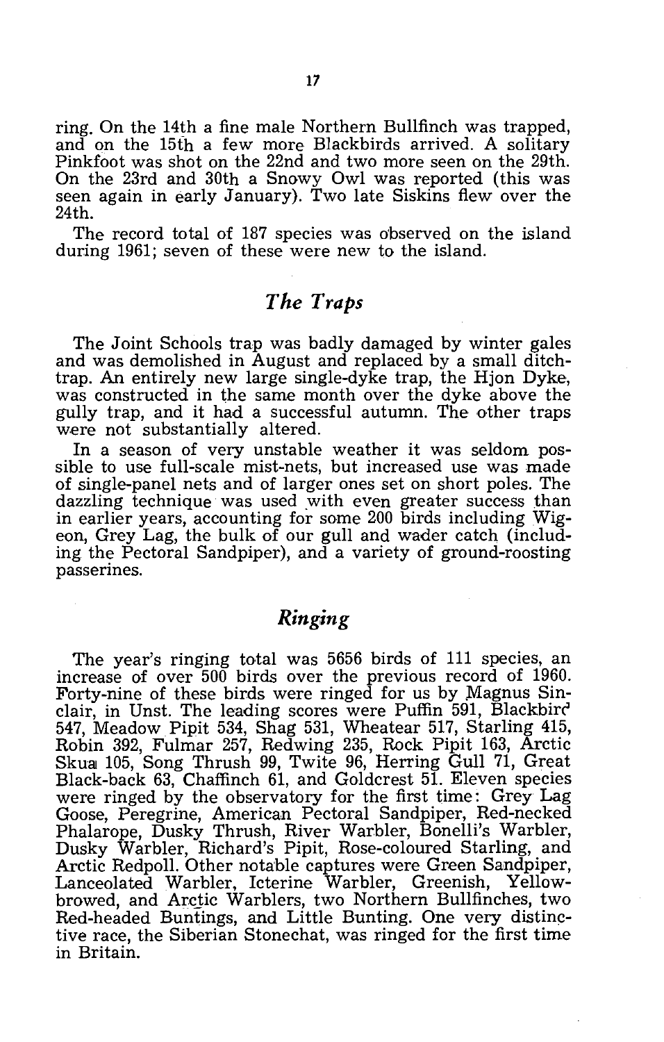ring. On the 14th a fine male Northern Bullfinch was trapped, and on the 15th a few more Blackbirds arrived. A solitary Pinkfoot was shot on the 22nd and two more seen on the 29th. On the 23rd and 30th a Snowy Owl was reported (this was seen again in early January). Two late Siskins flew over the 24th.

The record total of 187 species was observed on the island during 1961; seven of these were new to the island.

## *The Traps*

The Joint Schools trap was badly damaged by winter gales and was demolished in August and replaced by a small ditch-trap. An entirely new large single-dyke trap, the Hjon Dyke, was constructed in the same month over the dyke above the gully trap, and it had a successful autumn. The other traps were not substantially altered.

In a season of very unstable weather it was seldom possible to use full-scale mist-nets, but increased use was made of single-panel nets and of larger ones set on short poles. The dazzling technique was used with even greater success than in earlier years, accounting for some 200 birds including Wigeon, Grey Lag, the bulk of our gull and wader catch (including the Pectoral Sandpiper), and a variety of ground-roosting passerines.

## *Ringing*

The year's ringing total was 5656 birds of 111 species, an increase of over 500 birds over the previous record of 1960. Forty-nine of these birds were ringed for us by Magnus Sinclair, in Unst. The leading scores were Puffin 591, Blackbird 547, Meadow Pipit 534, Shag 531, Wheatear 517, Starling 415, Robin 392, Fulmar 257, Redwing 235, Rock Pipit 163, Arctic Skua 105, Song Thrush 99, Twite 96, Herring Gull 71, Great Black-back 63, Chaffinch 61, and Goldcrest 51. Eleven species were ringed by the observatory for the first time: Grey Lag Goose, Peregrine, American Pectoral Sandpiper, Red-necked Phalarope, Dusky Thrush, River Warbler, Bonelli's Warbler, Dusky Warbler, Richard's Pipit, Rose-coloured Starling, and Arctic Redpoll. Other notable captures were Green Sandpiper, Lanceolated Warbler, Icterine Warbler, Greenish, Yellow-browed, and Arctic Warblers, two Northern Bullfinches, two Red-headed Buntings, and Little Bunting. One very distinctive race, the Siberian Stonechat, was ringed for the first time in Britain.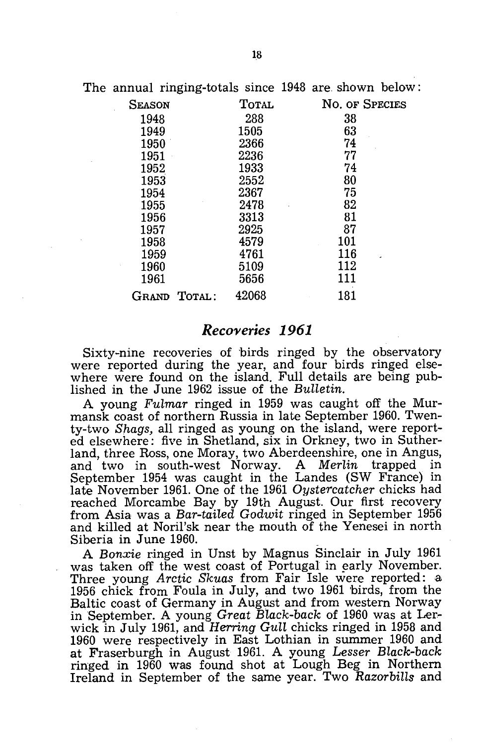The annual ringing-totals since 1948 are shown below:

| Season | Total | No. of Species |
|---|---|---|
| 1948 | 288 | 38 |
| 1949 | 1505 | 63 |
| 1950 | 2366 | 74 |
| 1951 | 2236 | 77 |
| 1952 | 1933 | 74 |
| 1953 | 2552 | 80 |
| 1954 | 2367 | 75 |
| 1955 | 2478 | 82 |
| 1956 | 3313 | 81 |
| 1957 | 2925 | 87 |
| 1958 | 4579 | 101 |
| 1959 | 4761 | 116 |
| 1960 | 5109 | 112 |
| 1961 | 5656 | 111 |
| Grand Total: | 42068 | 181 |

## *Recoveries 1961*

Sixty-nine recoveries of birds ringed by the observatory were reported during the year, and four birds ringed elsewhere were found on the island. Full details are being published in the June 1962 issue of the *Bulletin.*

A young *Fulmar* ringed in 1959 was caught off the Murmansk coast of northern Russia in late September 1960. Twenty-two *Shags,* all ringed as young on the island, were reported elsewhere: five in Shetland, six in Orkney, two in Sutherland, three Ross, one Moray, two Aberdeenshire, one in Angus, and two in south-west Norway. A *Merlin* trapped in September 1954 was caught in the Landes (SW France) in late November 1961. One of the 1961 *Oystercatcher* chicks had reached Morcambe Bay by 19th August. Our first recovery from Asia was a *Bar-tailed Godwit* ringed in September 1956 and killed at Noril'sk near the mouth of the Yenesei in north Siberia in June 1960.

A *Bonxie* ringed in Unst by Magnus Sinclair in July 1961 was taken off the west coast of Portugal in early November. Three young *Arctic Skuas* from Fair Isle were reported: a 1956 chick from Foula in July, and two 1961 birds, from the Baltic coast of Germany in August and from western Norway in September. A young *Great Black-back* of 1960 was at Lerwick in July 1961, and *Herring Gull* chicks ringed in 1958 and 1960 were respectively in East Lothian in summer 1960 and at Fraserburgh in August 1961. A young *Lesser Black-back* ringed in 1960 was found shot at Lough Beg in Northern Ireland in September of the same year. Two *Razorbills* and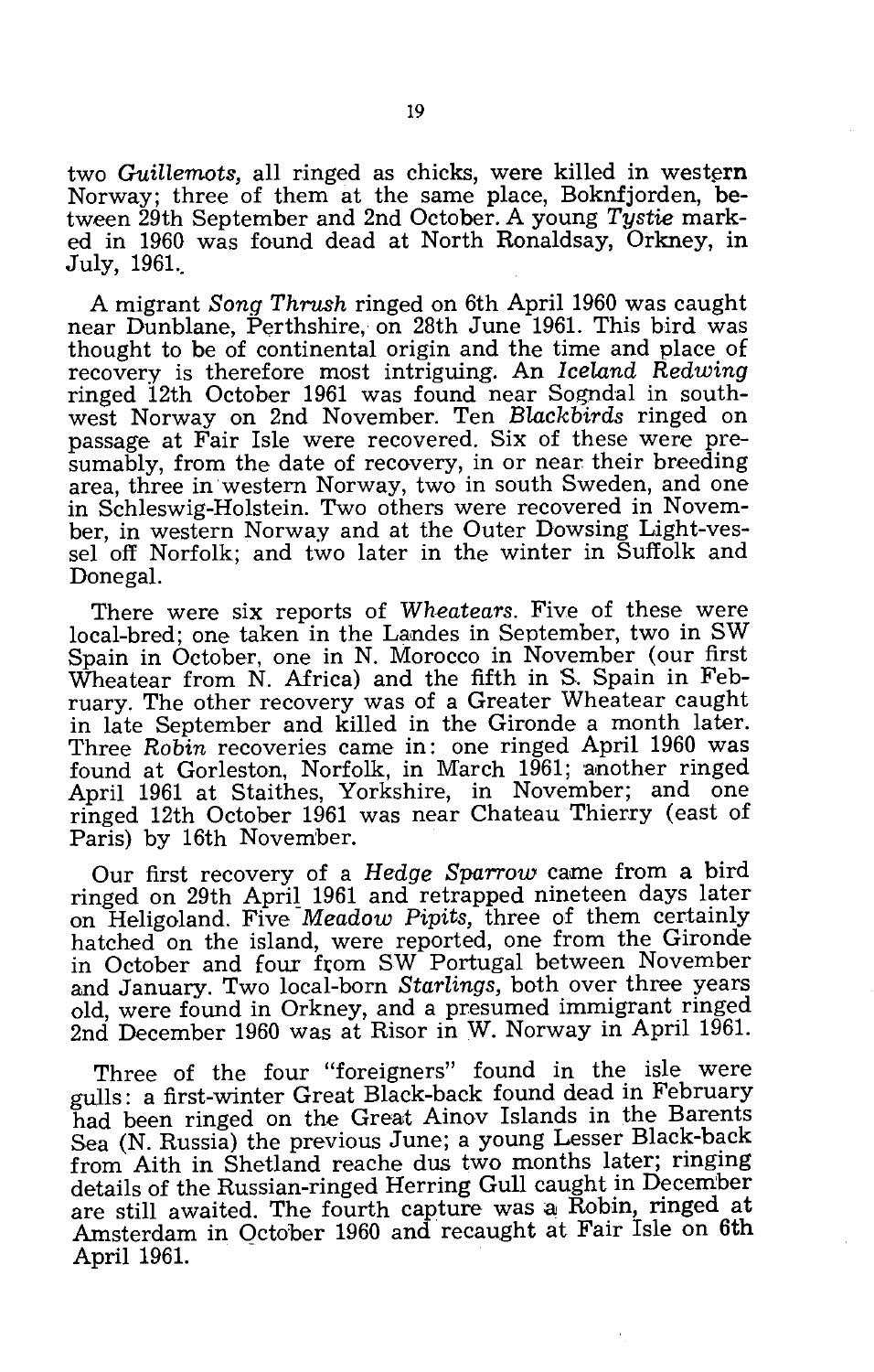two *Guillemots*, all ringed as chicks, were killed in western Norway; three of them at the same place, Boknfjorden, between 29th September and 2nd October. A young *Tystie* marked in 1960 was found dead at North Ronaldsay, Orkney, in July, 1961.

A migrant *Song Thrush* ringed on 6th April 1960 was caught near Dunblane, Perthshire, on 28th June 1961. This bird was thought to be of continental origin and the time and place of recovery is therefore most intriguing. An *Iceland Redwing* ringed 12th October 1961 was found near Sogndal in southwest Norway on 2nd November. Ten *Blackbirds* ringed on passage at Fair Isle were recovered. Six of these were presumably, from the date of recovery, in or near their breeding area, three in western Norway, two in south Sweden, and one in Schleswig-Holstein. Two others were recovered in November, in western Norway and at the Outer Dowsing Light-vessel off Norfolk; and two later in the winter in Suffolk and Donegal.

There were six reports of *Wheatears*. Five of these were local-bred; one taken in the Landes in September, two in SW Spain in October, one in N. Morocco in November (our first Wheatear from N. Africa) and the fifth in S. Spain in February. The other recovery was of a Greater Wheatear caught in late September and killed in the Gironde a month later. Three *Robin* recoveries came in: one ringed April 1960 was found at Gorleston, Norfolk, in March 1961; another ringed April 1961 at Staithes, Yorkshire, in November; and one ringed 12th October 1961 was near Chateau Thierry (east of Paris) by 16th November.

Our first recovery of a *Hedge Sparrow* came from a bird ringed on 29th April 1961 and retrapped nineteen days later on Heligoland. Five *Meadow Pipits*, three of them certainly hatched on the island, were reported, one from the Gironde in October and four from SW Portugal between November and January. Two local-born *Starlings*, both over three years old, were found in Orkney, and a presumed immigrant ringed 2nd December 1960 was at Risor in W. Norway in April 1961.

Three of the four "foreigners" found in the isle were gulls: a first-winter Great Black-back found dead in February had been ringed on the Great Ainov Islands in the Barents Sea (N. Russia) the previous June; a young Lesser Black-back from Aith in Shetland reache dus two months later; ringing details of the Russian-ringed Herring Gull caught in December are still awaited. The fourth capture was a Robin, ringed at Amsterdam in October 1960 and recaught at Fair Isle on 6th April 1961.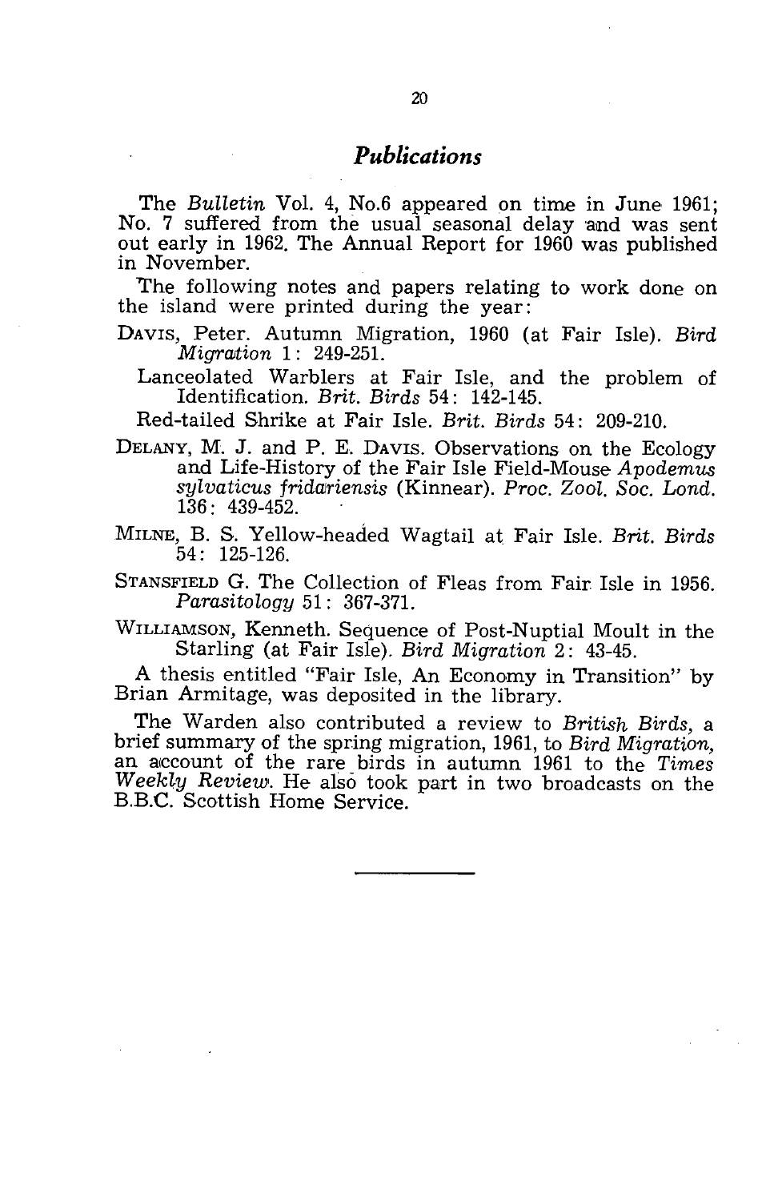## *Publications*

The *Bulletin* Vol. 4, No.6 appeared on time in June 1961; No. 7 suffered from the usual seasonal delay and was sent out early in 1962. The Annual Report for 1960 was published in November.

The following notes and papers relating to work done on the island were printed during the year:

DAVIS, Peter. Autumn Migration, 1960 (at Fair Isle). *Bird Migration* 1: 249-251.

Lanceolated Warblers at Fair Isle, and the problem of Identification. *Brit. Birds* 54: 142-145.

Red-tailed Shrike at Fair Isle. *Brit. Birds* 54: 209-210.

DELANY, M. J. and P. E. DAVIS. Observations on the Ecology and Life-History of the Fair Isle Field-Mouse *Apodemus sylvaticus fridariensis* (Kinnear). *Proc. Zool. Soc. Lond.* 136: 439-452.

MILNE, B. S. Yellow-headed Wagtail at Fair Isle. *Brit. Birds* 54: 125-126.

STANSFIELD G. The Collection of Fleas from Fair Isle in 1956. *Parasitology* 51: 367-371.

WILLIAMSON, Kenneth. Sequence of Post-Nuptial Moult in the Starling (at Fair Isle). *Bird Migration* 2: 43-45.

A thesis entitled "Fair Isle, An Economy in Transition" by Brian Armitage, was deposited in the library.

The Warden also contributed a review to *British Birds*, a brief summary of the spring migration, 1961, to *Bird Migration*, an account of the rare birds in autumn 1961 to the *Times Weekly Review*. He also took part in two broadcasts on the B.B.C. Scottish Home Service.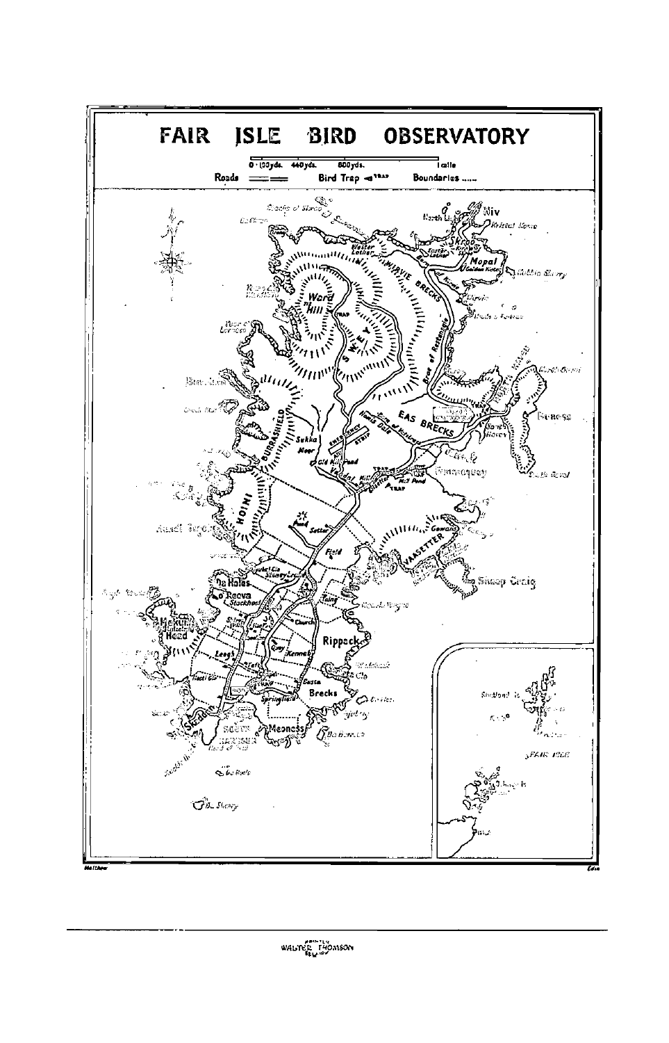# FAIR ISLE BIRD OBSERVATORY

0 100yds. 440yds. 880yds. 1 mile

Roads Bird Trap Boundaries

Printed
WALTER THOMSON
LERWICK